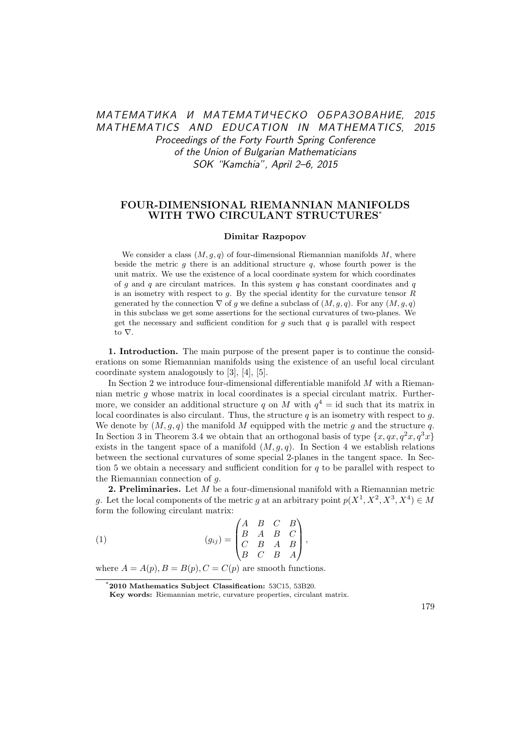# FOUR-DIMENSIONAL RIEMANNIAN MANIFOLDS WITH TWO CIRCULANT STRUCTURES*

**Dimitar Razpopov**

We consider a class $(M, g, q)$ of four-dimensional Riemannian manifolds $M$, where beside the metric $g$ there is an additional structure $q$, whose fourth power is the unit matrix. We use the existence of a local coordinate system for which coordinates of $g$ and $q$ are circulant matrices. In this system $q$ has constant coordinates and $q$ is an isometry with respect to $g$. By the special identity for the curvature tensor $R$ generated by the connection $\nabla$ of $g$ we define a subclass of $(M, g, q)$. For any $(M, g, q)$ in this subclass we get some assertions for the sectional curvatures of two-planes. We get the necessary and sufficient condition for $g$ such that $q$ is parallel with respect to $\nabla$.

**1. Introduction.** The main purpose of the present paper is to continue the considerations on some Riemannian manifolds using the existence of an useful local circulant coordinate system analogously to [3], [4], [5].

In Section 2 we introduce four-dimensional differentiable manifold $M$ with a Riemannian metric $g$ whose matrix in local coordinates is a special circulant matrix. Furthermore, we consider an additional structure $q$ on $M$ with $q^4 = \mathrm{id}$ such that its matrix in local coordinates is also circulant. Thus, the structure $q$ is an isometry with respect to $g$. We denote by $(M, g, q)$ the manifold $M$ equipped with the metric $g$ and the structure $q$. In Section 3 in Theorem 3.4 we obtain that an orthogonal basis of type $\{x, qx, q^2x, q^3x\}$ exists in the tangent space of a manifold $(M, g, q)$. In Section 4 we establish relations between the sectional curvatures of some special 2-planes in the tangent space. In Section 5 we obtain a necessary and sufficient condition for $q$ to be parallel with respect to the Riemannian connection of $g$.

**2. Preliminaries.** Let $M$ be a four-dimensional manifold with a Riemannian metric $g$. Let the local components of the metric $g$ at an arbitrary point $p(X^1, X^2, X^3, X^4) \in M$ form the following circulant matrix:

$$(g_{ij}) = \begin{pmatrix} A & B & C & B \\ B & A & B & C \\ C & B & A & B \\ B & C & B & A \end{pmatrix}, \tag{1}$$

where $A = A(p), B = B(p), C = C(p)$ are smooth functions.

---

*2010 Mathematics Subject Classification: 53C15, 53B20.

**Key words:** Riemannian metric, curvature properties, circulant matrix.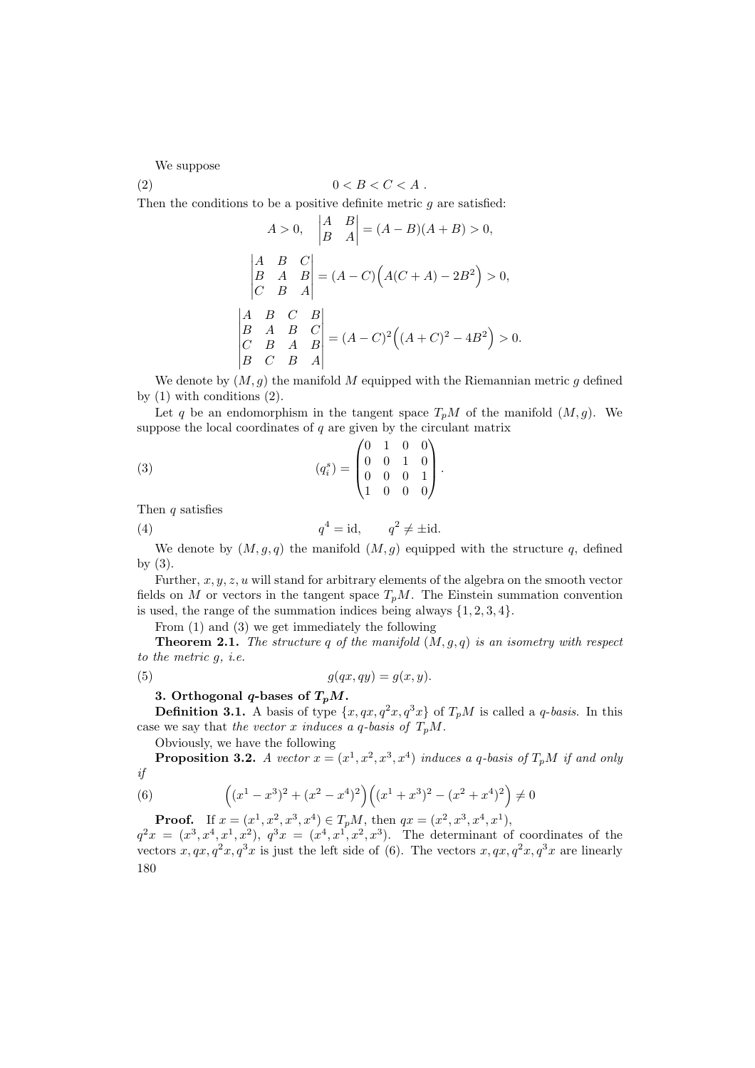We suppose

$$0 < B < C < A\,. \tag{2}$$

Then the conditions to be a positive definite metric $g$ are satisfied:

$$A > 0, \quad \begin{vmatrix} A & B \\ B & A \end{vmatrix} = (A-B)(A+B) > 0,$$

$$\begin{vmatrix} A & B & C \\ B & A & B \\ C & B & A \end{vmatrix} = (A-C)\Big(A(C+A) - 2B^2\Big) > 0,$$

$$\begin{vmatrix} A & B & C & B \\ B & A & B & C \\ C & B & A & B \\ B & C & B & A \end{vmatrix} = (A-C)^2\Big((A+C)^2 - 4B^2\Big) > 0.$$

We denote by $(M, g)$ the manifold $M$ equipped with the Riemannian metric $g$ defined by (1) with conditions (2).

Let $q$ be an endomorphism in the tangent space $T_pM$ of the manifold $(M, g)$. We suppose the local coordinates of $q$ are given by the circulant matrix

$$(q_i^s) = \begin{pmatrix} 0 & 1 & 0 & 0 \\ 0 & 0 & 1 & 0 \\ 0 & 0 & 0 & 1 \\ 1 & 0 & 0 & 0 \end{pmatrix}. \tag{3}$$

Then $q$ satisfies

$$q^4 = \mathrm{id}, \qquad q^2 \neq \pm\mathrm{id}. \tag{4}$$

We denote by $(M, g, q)$ the manifold $(M, g)$ equipped with the structure $q$, defined by (3).

Further, $x, y, z, u$ will stand for arbitrary elements of the algebra on the smooth vector fields on $M$ or vectors in the tangent space $T_pM$. The Einstein summation convention is used, the range of the summation indices being always $\{1, 2, 3, 4\}$.

From (1) and (3) we get immediately the following

**Theorem 2.1.** *The structure $q$ of the manifold $(M, g, q)$ is an isometry with respect to the metric $g$, i.e.*

$$g(qx, qy) = g(x, y). \tag{5}$$

### 3. Orthogonal $q$-bases of $T_pM$.

**Definition 3.1.** A basis of type $\{x, qx, q^2x, q^3x\}$ of $T_pM$ is called a *$q$-basis*. In this case we say that *the vector $x$ induces a $q$-basis of $T_pM$.*

Obviously, we have the following

**Proposition 3.2.** *A vector $x = (x^1, x^2, x^3, x^4)$ induces a $q$-basis of $T_pM$ if and only if*

$$\Big((x^1 - x^3)^2 + (x^2 - x^4)^2\Big)\Big((x^1 + x^3)^2 - (x^2 + x^4)^2\Big) \neq 0 \tag{6}$$

**Proof.** If $x = (x^1, x^2, x^3, x^4) \in T_pM$, then $qx = (x^2, x^3, x^4, x^1)$, $q^2x = (x^3, x^4, x^1, x^2)$, $q^3x = (x^4, x^1, x^2, x^3)$. The determinant of coordinates of the vectors $x, qx, q^2x, q^3x$ is just the left side of (6). The vectors $x, qx, q^2x, q^3x$ are linearly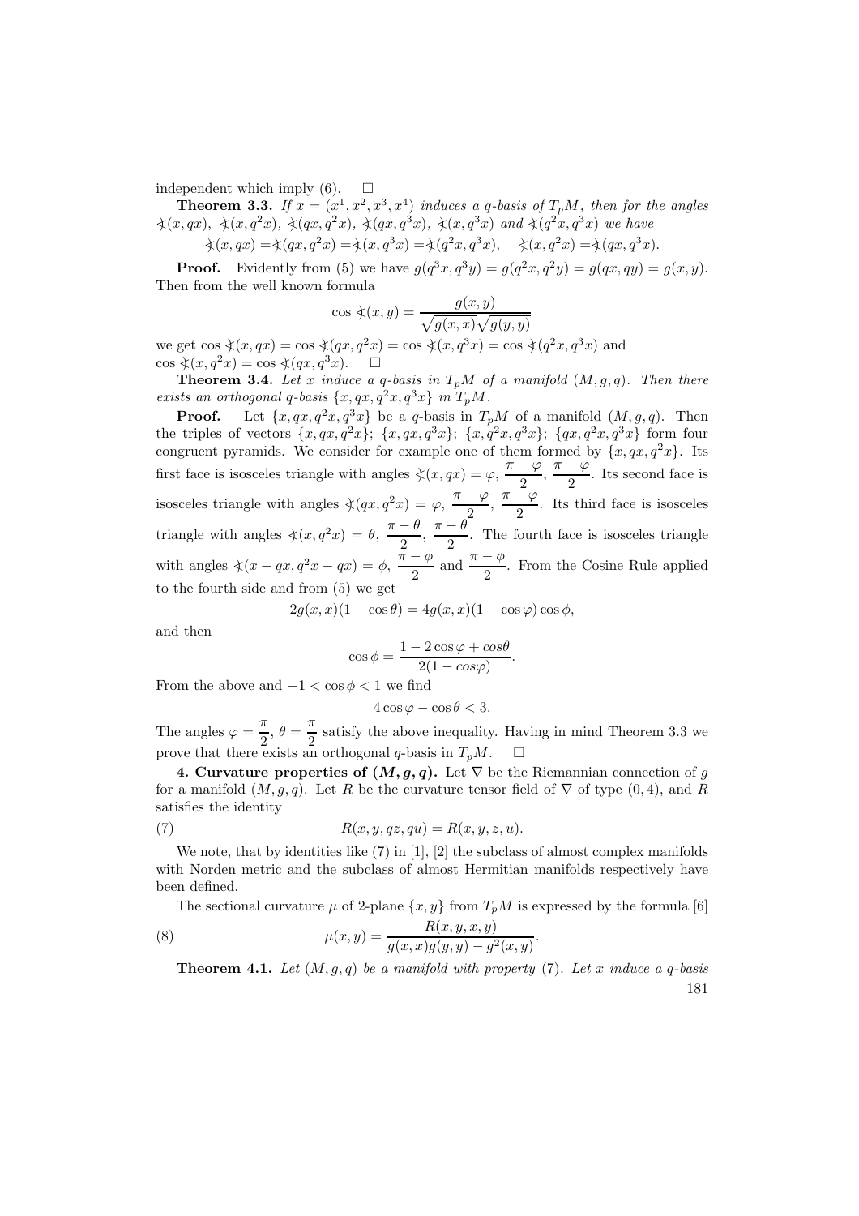independent which imply (6). $\square$

**Theorem 3.3.** *If $x = (x^1, x^2, x^3, x^4)$ induces a q-basis of $T_pM$, then for the angles $\measuredangle(x, qx)$, $\measuredangle(x, q^2x)$, $\measuredangle(qx, q^2x)$, $\measuredangle(qx, q^3x)$, $\measuredangle(x, q^3x)$ and $\measuredangle(q^2x, q^3x)$ we have*

$$\measuredangle(x, qx) = \measuredangle(qx, q^2x) = \measuredangle(x, q^3x) = \measuredangle(q^2x, q^3x), \quad \measuredangle(x, q^2x) = \measuredangle(qx, q^3x).$$

**Proof.** Evidently from (5) we have $g(q^3x, q^3y) = g(q^2x, q^2y) = g(qx, qy) = g(x, y)$. Then from the well known formula

$$\cos \measuredangle(x, y) = \frac{g(x, y)}{\sqrt{g(x, x)}\sqrt{g(y, y)}}$$

we get $\cos \measuredangle(x, qx) = \cos \measuredangle(qx, q^2x) = \cos \measuredangle(x, q^3x) = \cos \measuredangle(q^2x, q^3x)$ and $\cos \measuredangle(x, q^2x) = \cos \measuredangle(qx, q^3x)$. $\square$

**Theorem 3.4.** *Let $x$ induce a q-basis in $T_pM$ of a manifold $(M, g, q)$. Then there exists an orthogonal q-basis $\{x, qx, q^2x, q^3x\}$ in $T_pM$.*

**Proof.** Let $\{x, qx, q^2x, q^3x\}$ be a q-basis in $T_pM$ of a manifold $(M, g, q)$. Then the triples of vectors $\{x, qx, q^2x\}$; $\{x, qx, q^3x\}$; $\{x, q^2x, q^3x\}$; $\{qx, q^2x, q^3x\}$ form four congruent pyramids. We consider for example one of them formed by $\{x, qx, q^2x\}$. Its first face is isosceles triangle with angles $\measuredangle(x, qx) = \varphi$, $\dfrac{\pi - \varphi}{2}$, $\dfrac{\pi - \varphi}{2}$. Its second face is isosceles triangle with angles $\measuredangle(qx, q^2x) = \varphi$, $\dfrac{\pi - \varphi}{2}$, $\dfrac{\pi - \varphi}{2}$. Its third face is isosceles triangle with angles $\measuredangle(x, q^2x) = \theta$, $\dfrac{\pi - \theta}{2}$, $\dfrac{\pi - \theta}{2}$. The fourth face is isosceles triangle with angles $\measuredangle(x - qx, q^2x - qx) = \phi$, $\dfrac{\pi - \phi}{2}$ and $\dfrac{\pi - \phi}{2}$. From the Cosine Rule applied to the fourth side and from (5) we get

$$2g(x, x)(1 - \cos\theta) = 4g(x, x)(1 - \cos\varphi)\cos\phi,$$

and then

$$\cos\phi = \frac{1 - 2\cos\varphi + cos\theta}{2(1 - cos\varphi)}.$$

From the above and $-1 < \cos\phi < 1$ we find

$$4\cos\varphi - \cos\theta < 3.$$

The angles $\varphi = \dfrac{\pi}{2}$, $\theta = \dfrac{\pi}{2}$ satisfy the above inequality. Having in mind Theorem 3.3 we prove that there exists an orthogonal q-basis in $T_pM$. $\square$

**4. Curvature properties of $(M, g, q)$.** Let $\nabla$ be the Riemannian connection of $g$ for a manifold $(M, g, q)$. Let $R$ be the curvature tensor field of $\nabla$ of type $(0, 4)$, and $R$ satisfies the identity

$$R(x, y, qz, qu) = R(x, y, z, u). \tag{7}$$

We note, that by identities like (7) in [1], [2] the subclass of almost complex manifolds with Norden metric and the subclass of almost Hermitian manifolds respectively have been defined.

The sectional curvature $\mu$ of 2-plane $\{x, y\}$ from $T_pM$ is expressed by the formula [6]

$$\mu(x, y) = \frac{R(x, y, x, y)}{g(x, x)g(y, y) - g^2(x, y)}. \tag{8}$$

**Theorem 4.1.** *Let $(M, g, q)$ be a manifold with property (7). Let $x$ induce a q-basis*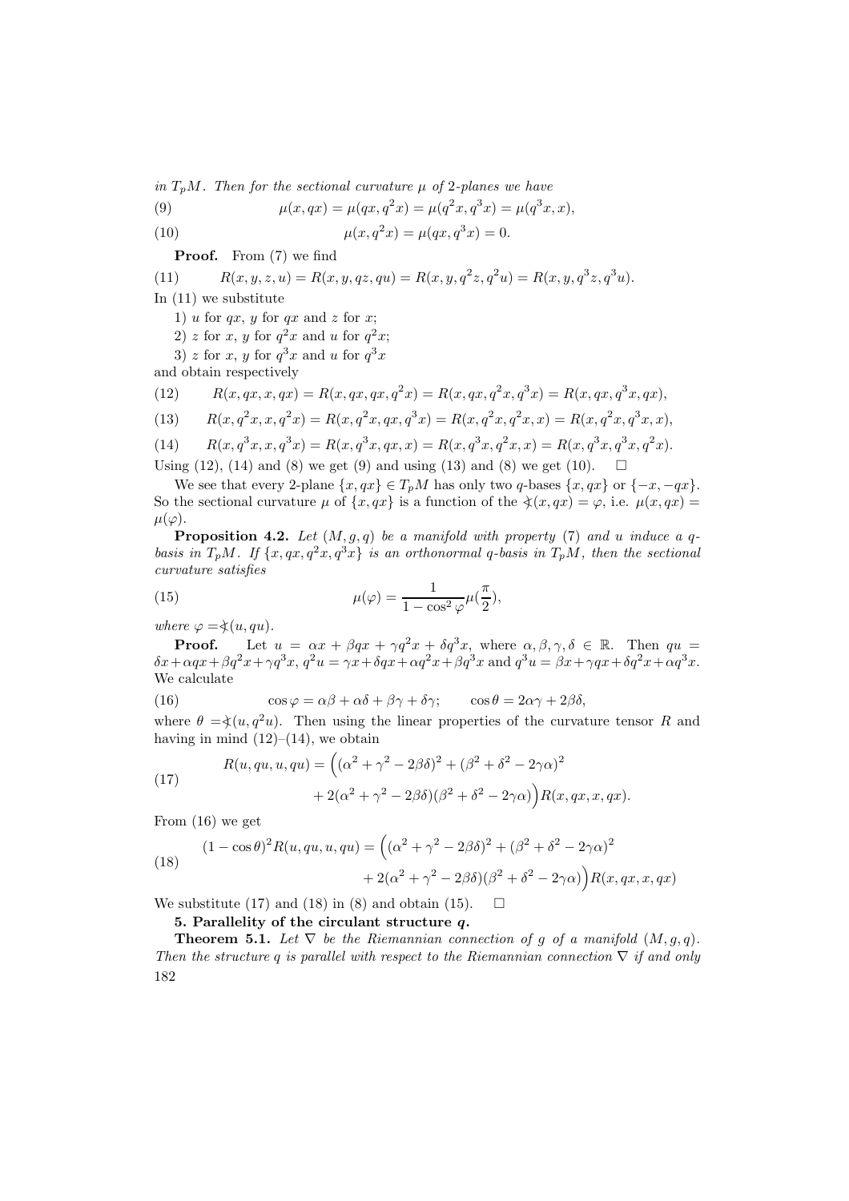*in $T_pM$. Then for the sectional curvature $\mu$ of 2-planes we have*

$$\mu(x, qx) = \mu(qx, q^2x) = \mu(q^2x, q^3x) = \mu(q^3x, x), \tag{9}$$

$$\mu(x, q^2x) = \mu(qx, q^3x) = 0. \tag{10}$$

**Proof.** From (7) we find

$$R(x, y, z, u) = R(x, y, qz, qu) = R(x, y, q^2z, q^2u) = R(x, y, q^3z, q^3u). \tag{11}$$

In (11) we substitute

1) $u$ for $qx$, $y$ for $qx$ and $z$ for $x$;

2) $z$ for $x$, $y$ for $q^2x$ and $u$ for $q^2x$;

3) $z$ for $x$, $y$ for $q^3x$ and $u$ for $q^3x$

and obtain respectively

$$R(x, qx, x, qx) = R(x, qx, qx, q^2x) = R(x, qx, q^2x, q^3x) = R(x, qx, q^3x, qx), \tag{12}$$

$$R(x, q^2x, x, q^2x) = R(x, q^2x, qx, q^3x) = R(x, q^2x, q^2x, x) = R(x, q^2x, q^3x, x), \tag{13}$$

$$R(x, q^3x, x, q^3x) = R(x, q^3x, qx, x) = R(x, q^3x, q^2x, x) = R(x, q^3x, q^3x, q^2x). \tag{14}$$

Using (12), (14) and (8) we get (9) and using (13) and (8) we get (10). $\square$

We see that every 2-plane $\{x, qx\} \in T_pM$ has only two $q$-bases $\{x, qx\}$ or $\{-x, -qx\}$. So the sectional curvature $\mu$ of $\{x, qx\}$ is a function of the $\measuredangle(x, qx) = \varphi$, i.e. $\mu(x, qx) = \mu(\varphi)$.

**Proposition 4.2.** *Let $(M, g, q)$ be a manifold with property (7) and $u$ induce a $q$-basis in $T_pM$. If $\{x, qx, q^2x, q^3x\}$ is an orthonormal $q$-basis in $T_pM$, then the sectional curvature satisfies*

$$\mu(\varphi) = \frac{1}{1 - \cos^2 \varphi}\mu(\frac{\pi}{2}), \tag{15}$$

*where $\varphi = \measuredangle(u, qu)$.*

**Proof.** Let $u = \alpha x + \beta qx + \gamma q^2x + \delta q^3x$, where $\alpha, \beta, \gamma, \delta \in \mathbb{R}$. Then $qu = \delta x + \alpha qx + \beta q^2x + \gamma q^3x$, $q^2u = \gamma x + \delta qx + \alpha q^2x + \beta q^3x$ and $q^3u = \beta x + \gamma qx + \delta q^2x + \alpha q^3x$. We calculate

$$\cos \varphi = \alpha\beta + \alpha\delta + \beta\gamma + \delta\gamma; \qquad \cos \theta = 2\alpha\gamma + 2\beta\delta, \tag{16}$$

where $\theta = \measuredangle(u, q^2u)$. Then using the linear properties of the curvature tensor $R$ and having in mind (12)–(14), we obtain

$$\begin{aligned} R(u, qu, u, qu) = \Big(&(\alpha^2 + \gamma^2 - 2\beta\delta)^2 + (\beta^2 + \delta^2 - 2\gamma\alpha)^2 \\ &+ 2(\alpha^2 + \gamma^2 - 2\beta\delta)(\beta^2 + \delta^2 - 2\gamma\alpha)\Big)R(x, qx, x, qx). \end{aligned} \tag{17}$$

From (16) we get

$$\begin{aligned} (1 - \cos\theta)^2 R(u, qu, u, qu) = \Big(&(\alpha^2 + \gamma^2 - 2\beta\delta)^2 + (\beta^2 + \delta^2 - 2\gamma\alpha)^2 \\ &+ 2(\alpha^2 + \gamma^2 - 2\beta\delta)(\beta^2 + \delta^2 - 2\gamma\alpha)\Big)R(x, qx, x, qx) \end{aligned} \tag{18}$$

We substitute (17) and (18) in (8) and obtain (15). $\square$

## 5. Parallelity of the circulant structure $q$.

**Theorem 5.1.** *Let $\nabla$ be the Riemannian connection of $g$ of a manifold $(M, g, q)$. Then the structure $q$ is parallel with respect to the Riemannian connection $\nabla$ if and only*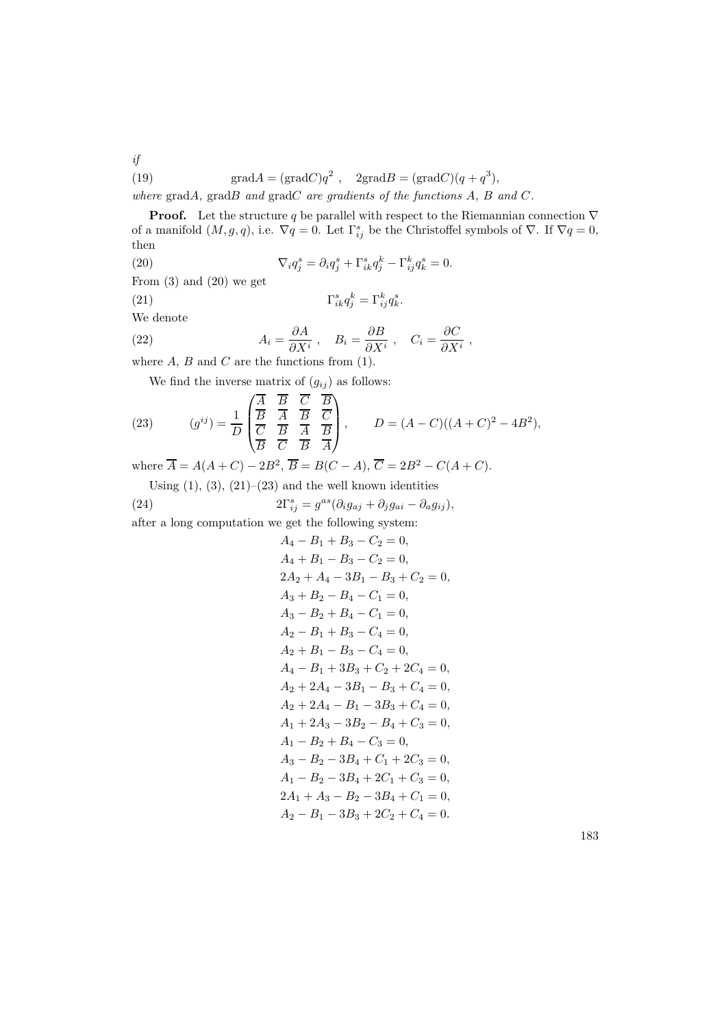*if*

$$\operatorname{grad}A = (\operatorname{grad}C)q^2\ , \quad 2\operatorname{grad}B = (\operatorname{grad}C)(q+q^3), \tag{19}$$

*where* $\operatorname{grad}A$*,* $\operatorname{grad}B$ *and* $\operatorname{grad}C$ *are gradients of the functions* $A$*,* $B$ *and* $C$*.*

**Proof.** Let the structure $q$ be parallel with respect to the Riemannian connection $\nabla$ of a manifold $(M, g, q)$, i.e. $\nabla q = 0$. Let $\Gamma_{ij}^s$ be the Christoffel symbols of $\nabla$. If $\nabla q = 0$, then

$$\nabla_i q_j^s = \partial_i q_j^s + \Gamma_{ik}^s q_j^k - \Gamma_{ij}^k q_k^s = 0. \tag{20}$$

From (3) and (20) we get

$$\Gamma_{ik}^s q_j^k = \Gamma_{ij}^k q_k^s. \tag{21}$$

We denote

$$A_i = \frac{\partial A}{\partial X^i}\ , \quad B_i = \frac{\partial B}{\partial X^i}\ , \quad C_i = \frac{\partial C}{\partial X^i}\ , \tag{22}$$

where $A$, $B$ and $C$ are the functions from (1).

We find the inverse matrix of $(g_{ij})$ as follows:

$$(g^{ij}) = \frac{1}{D}\begin{pmatrix} \overline{A} & \overline{B} & \overline{C} & \overline{B} \\ \overline{B} & \overline{A} & \overline{B} & \overline{C} \\ \overline{C} & \overline{B} & \overline{A} & \overline{B} \\ \overline{B} & \overline{C} & \overline{B} & \overline{A} \end{pmatrix}, \qquad D = (A-C)((A+C)^2 - 4B^2), \tag{23}$$

where $\overline{A} = A(A+C) - 2B^2$, $\overline{B} = B(C-A)$, $\overline{C} = 2B^2 - C(A+C)$.

Using (1), (3), (21)–(23) and the well known identities

$$2\Gamma_{ij}^s = g^{as}(\partial_i g_{aj} + \partial_j g_{ai} - \partial_a g_{ij}), \tag{24}$$

after a long computation we get the following system:

$$\begin{aligned}
&A_4 - B_1 + B_3 - C_2 = 0,\\
&A_4 + B_1 - B_3 - C_2 = 0,\\
&2A_2 + A_4 - 3B_1 - B_3 + C_2 = 0,\\
&A_3 + B_2 - B_4 - C_1 = 0,\\
&A_3 - B_2 + B_4 - C_1 = 0,\\
&A_2 - B_1 + B_3 - C_4 = 0,\\
&A_2 + B_1 - B_3 - C_4 = 0,\\
&A_4 - B_1 + 3B_3 + C_2 + 2C_4 = 0,\\
&A_2 + 2A_4 - 3B_1 - B_3 + C_4 = 0,\\
&A_2 + 2A_4 - B_1 - 3B_3 + C_4 = 0,\\
&A_1 + 2A_3 - 3B_2 - B_4 + C_3 = 0,\\
&A_1 - B_2 + B_4 - C_3 = 0,\\
&A_3 - B_2 - 3B_4 + C_1 + 2C_3 = 0,\\
&A_1 - B_2 - 3B_4 + 2C_1 + C_3 = 0,\\
&2A_1 + A_3 - B_2 - 3B_4 + C_1 = 0,\\
&A_2 - B_1 - 3B_3 + 2C_2 + C_4 = 0.
\end{aligned}$$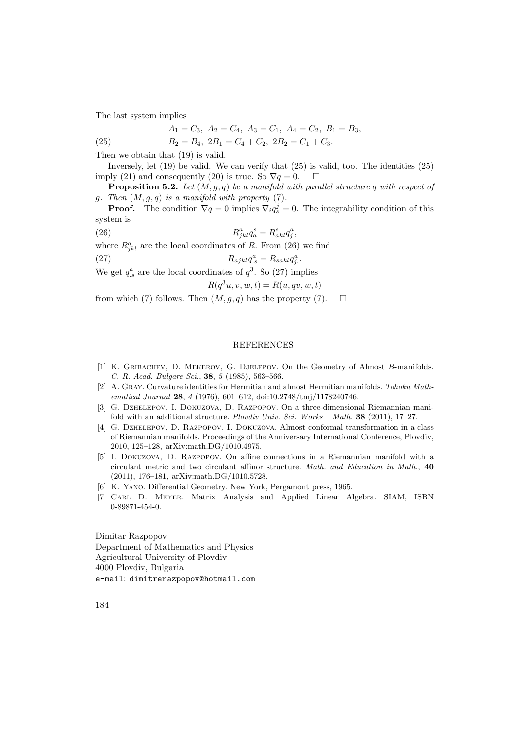The last system implies

$$A_1 = C_3,\ A_2 = C_4,\ A_3 = C_1,\ A_4 = C_2,\ B_1 = B_3,$$

$$B_2 = B_4,\ 2B_1 = C_4 + C_2,\ 2B_2 = C_1 + C_3. \tag{25}$$

Then we obtain that (19) is valid.

Inversely, let (19) be valid. We can verify that (25) is valid, too. The identities (25) imply (21) and consequently (20) is true. So $\nabla q = 0$. □

**Proposition 5.2.** *Let $(M, g, q)$ be a manifold with parallel structure $q$ with respect of $g$. Then $(M, g, q)$ is a manifold with property (7).*

**Proof.** The condition $\nabla q = 0$ implies $\nabla_i q_s^j = 0$. The integrability condition of this system is

$$R^a_{jkl} q^s_a = R^s_{akl} q^a_j, \tag{26}$$

where $R^a_{jkl}$ are the local coordinates of $R$. From (26) we find

$$R_{ajkl} q^a_{.s} = R_{sakl} q^a_{j.}. \tag{27}$$

We get $q^a_{.s}$ are the local coordinates of $q^3$. So (27) implies

$$R(q^3 u, v, w, t) = R(u, qv, w, t)$$

from which (7) follows. Then $(M, g, q)$ has the property (7). □

## REFERENCES

[1] K. Gribachev, D. Mekerov, G. Djelepov. On the Geometry of Almost $B$-manifolds. *C. R. Acad. Bulgare Sci.*, **38**, *5* (1985), 563–566.

[2] A. Gray. Curvature identities for Hermitian and almost Hermitian manifolds. *Tohoku Mathematical Journal* **28**, *4* (1976), 601–612, doi:10.2748/tmj/1178240746.

[3] G. Dzhelepov, I. Dokuzova, D. Razpopov. On a three-dimensional Riemannian manifold with an additional structure. *Plovdiv Univ. Sci. Works – Math.* **38** (2011), 17–27.

[4] G. Dzhelepov, D. Razpopov, I. Dokuzova. Almost conformal transformation in a class of Riemannian manifolds. Proceedings of the Anniversary International Conference, Plovdiv, 2010, 125–128, arXiv:math.DG/1010.4975.

[5] I. Dokuzova, D. Razpopov. On affine connections in a Riemannian manifold with a circulant metric and two circulant affinor structure. *Math. and Education in Math.*, **40** (2011), 176–181, arXiv:math.DG/1010.5728.

[6] K. Yano. Differential Geometry. New York, Pergamont press, 1965.

[7] Carl D. Meyer. Matrix Analysis and Applied Linear Algebra. SIAM, ISBN 0-89871-454-0.

Dimitar Razpopov
Department of Mathematics and Physics
Agricultural University of Plovdiv
4000 Plovdiv, Bulgaria
e-mail: dimitrerazpopov@hotmail.com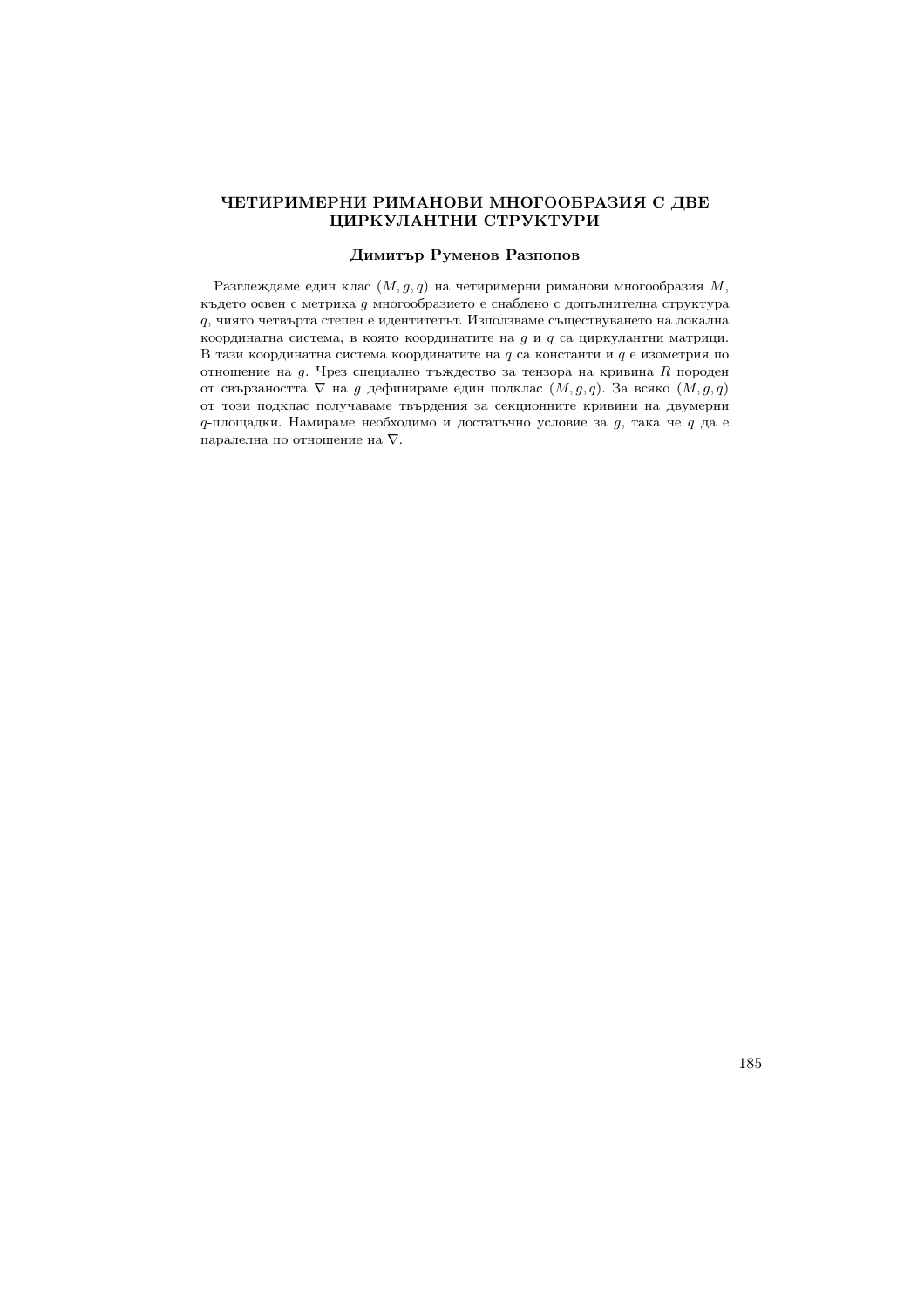# ЧЕТИРИМЕРНИ РИМАНОВИ МНОГООБРАЗИЯ С ДВЕ ЦИРКУЛАНТНИ СТРУКТУРИ

**Димитър Руменов Разпопов**

Разглеждаме един клас $(M, g, q)$ на четиримерни риманови многообразия $M$, където освен с метрика $g$ многообразието е снабдено с допълнителна структура $q$, чиято четвърта степен е идентитетът. Използваме съществуването на локална координатна система, в която координатите на $g$ и $q$ са циркулантни матрици. В тази координатна система координатите на $q$ са константи и $q$ е изометрия по отношение на $g$. Чрез специално тъждество за тензора на кривина $R$ породен от свързаността $\nabla$ на $g$ дефинираме един подклас $(M, g, q)$. За всяко $(M, g, q)$ от този подклас получаваме твърдения за секционните кривини на двумерни $q$-площадки. Намираме необходимо и достатъчно условие за $g$, така че $q$ да е паралелна по отношение на $\nabla$.